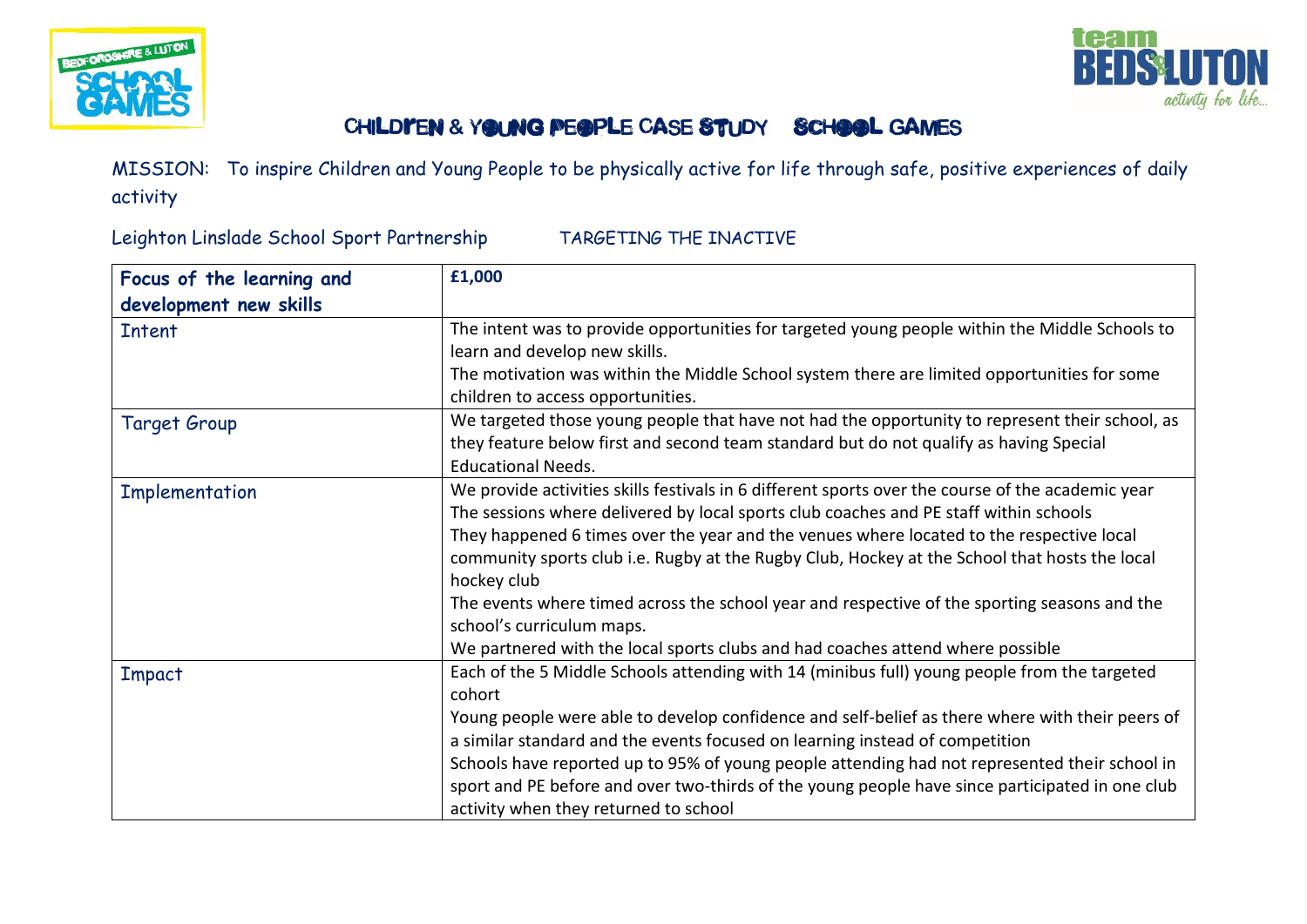# CHILDREN & YOUNG PEOPLE CASE STUDY SCHOOL GAMES

MISSION: To inspire Children and Young People to be physically active for life through safe, positive experiences of daily activity

Leighton Linslade School Sport Partnership TARGETING THE INACTIVE

| **Focus of the learning and development new skills** | **£1,000** |
|---|---|
| Intent | The intent was to provide opportunities for targeted young people within the Middle Schools to learn and develop new skills.<br>The motivation was within the Middle School system there are limited opportunities for some children to access opportunities. |
| Target Group | We targeted those young people that have not had the opportunity to represent their school, as they feature below first and second team standard but do not qualify as having Special Educational Needs. |
| Implementation | We provide activities skills festivals in 6 different sports over the course of the academic year<br>The sessions where delivered by local sports club coaches and PE staff within schools<br>They happened 6 times over the year and the venues where located to the respective local community sports club i.e. Rugby at the Rugby Club, Hockey at the School that hosts the local hockey club<br>The events where timed across the school year and respective of the sporting seasons and the school's curriculum maps.<br>We partnered with the local sports clubs and had coaches attend where possible |
| Impact | Each of the 5 Middle Schools attending with 14 (minibus full) young people from the targeted cohort<br>Young people were able to develop confidence and self-belief as there where with their peers of a similar standard and the events focused on learning instead of competition<br>Schools have reported up to 95% of young people attending had not represented their school in sport and PE before and over two-thirds of the young people have since participated in one club activity when they returned to school |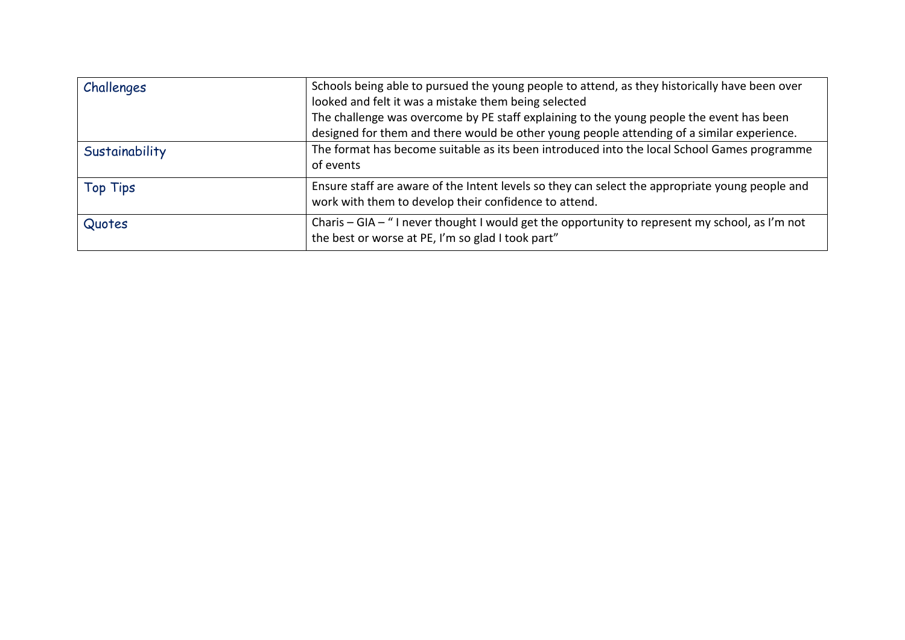| | |
|---|---|
| Challenges | Schools being able to pursued the young people to attend, as they historically have been over looked and felt it was a mistake them being selected<br>The challenge was overcome by PE staff explaining to the young people the event has been designed for them and there would be other young people attending of a similar experience. |
| Sustainability | The format has become suitable as its been introduced into the local School Games programme of events |
| Top Tips | Ensure staff are aware of the Intent levels so they can select the appropriate young people and work with them to develop their confidence to attend. |
| Quotes | Charis – GIA – " I never thought I would get the opportunity to represent my school, as I'm not the best or worse at PE, I'm so glad I took part" |